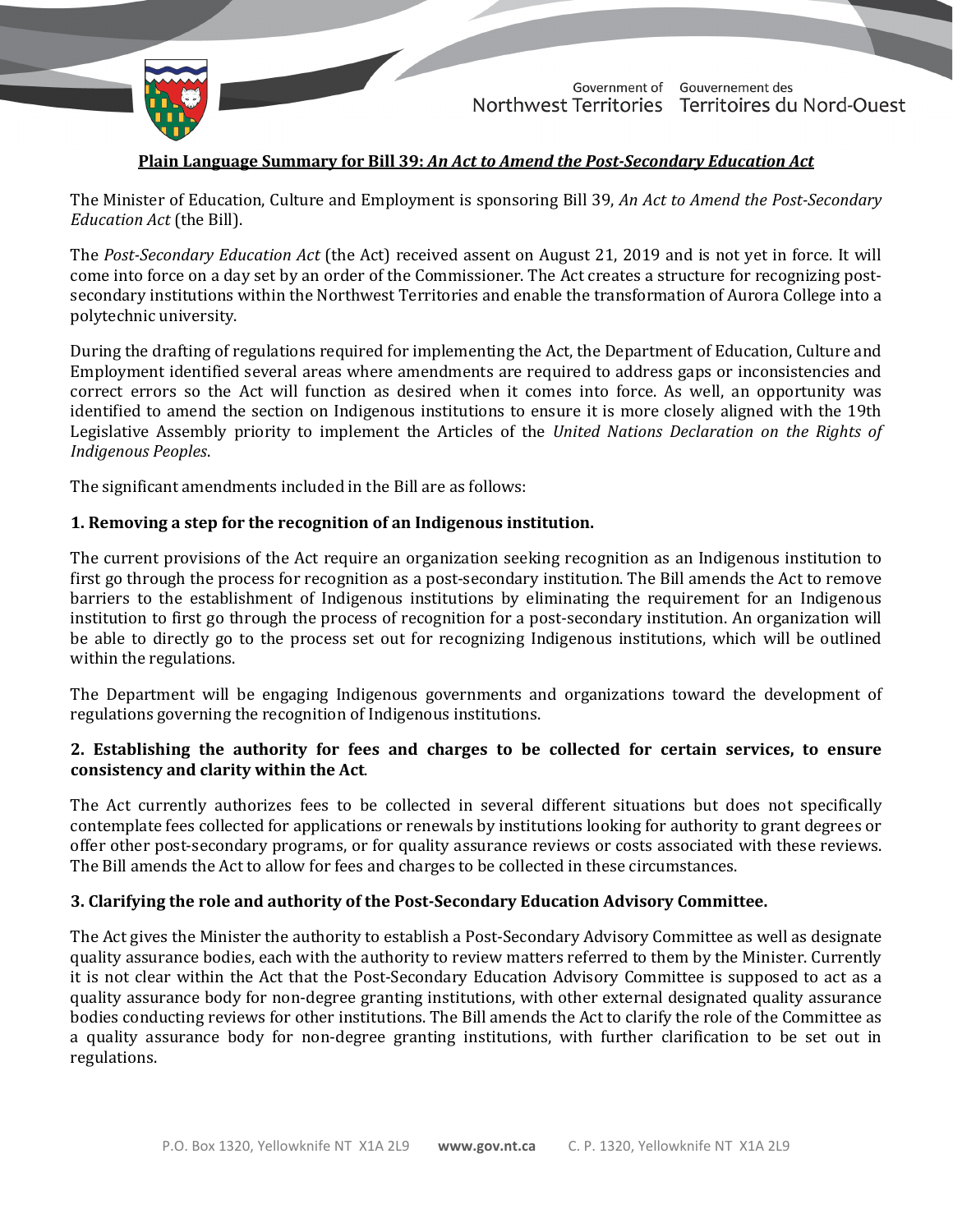**Plain Language Summary for Bill 39: *An Act to Amend the Post-Secondary Education Act***

The Minister of Education, Culture and Employment is sponsoring Bill 39, *An Act to Amend the Post-Secondary Education Act* (the Bill).

The *Post-Secondary Education Act* (the Act) received assent on August 21, 2019 and is not yet in force. It will come into force on a day set by an order of the Commissioner. The Act creates a structure for recognizing post-secondary institutions within the Northwest Territories and enable the transformation of Aurora College into a polytechnic university.

During the drafting of regulations required for implementing the Act, the Department of Education, Culture and Employment identified several areas where amendments are required to address gaps or inconsistencies and correct errors so the Act will function as desired when it comes into force. As well, an opportunity was identified to amend the section on Indigenous institutions to ensure it is more closely aligned with the 19th Legislative Assembly priority to implement the Articles of the *United Nations Declaration on the Rights of Indigenous Peoples*.

The significant amendments included in the Bill are as follows:

**1. Removing a step for the recognition of an Indigenous institution.**

The current provisions of the Act require an organization seeking recognition as an Indigenous institution to first go through the process for recognition as a post-secondary institution. The Bill amends the Act to remove barriers to the establishment of Indigenous institutions by eliminating the requirement for an Indigenous institution to first go through the process of recognition for a post-secondary institution. An organization will be able to directly go to the process set out for recognizing Indigenous institutions, which will be outlined within the regulations.

The Department will be engaging Indigenous governments and organizations toward the development of regulations governing the recognition of Indigenous institutions.

**2. Establishing the authority for fees and charges to be collected for certain services, to ensure consistency and clarity within the Act.**

The Act currently authorizes fees to be collected in several different situations but does not specifically contemplate fees collected for applications or renewals by institutions looking for authority to grant degrees or offer other post-secondary programs, or for quality assurance reviews or costs associated with these reviews. The Bill amends the Act to allow for fees and charges to be collected in these circumstances.

**3. Clarifying the role and authority of the Post-Secondary Education Advisory Committee.**

The Act gives the Minister the authority to establish a Post-Secondary Advisory Committee as well as designate quality assurance bodies, each with the authority to review matters referred to them by the Minister. Currently it is not clear within the Act that the Post-Secondary Education Advisory Committee is supposed to act as a quality assurance body for non-degree granting institutions, with other external designated quality assurance bodies conducting reviews for other institutions. The Bill amends the Act to clarify the role of the Committee as a quality assurance body for non-degree granting institutions, with further clarification to be set out in regulations.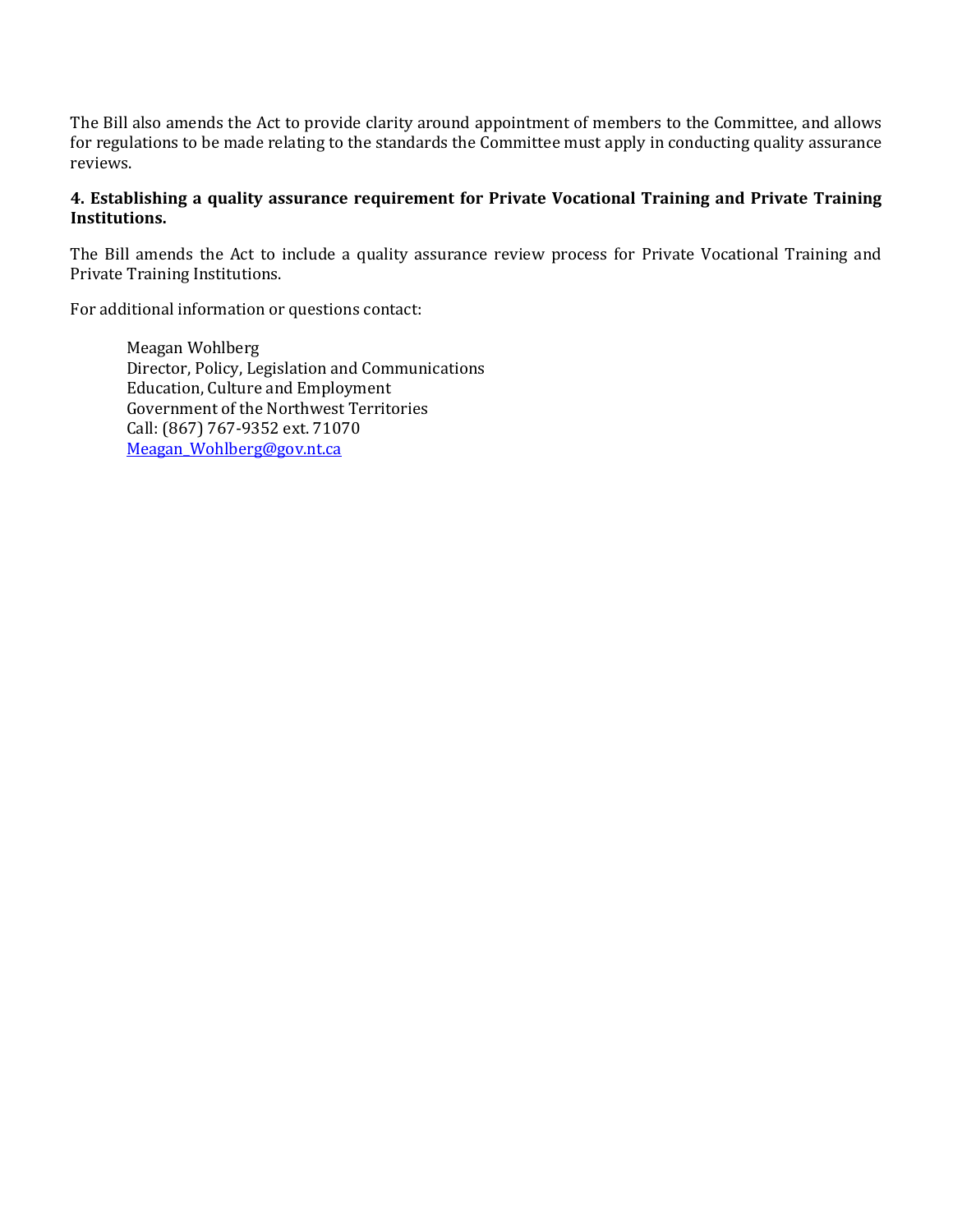The Bill also amends the Act to provide clarity around appointment of members to the Committee, and allows for regulations to be made relating to the standards the Committee must apply in conducting quality assurance reviews.

**4. Establishing a quality assurance requirement for Private Vocational Training and Private Training Institutions.**

The Bill amends the Act to include a quality assurance review process for Private Vocational Training and Private Training Institutions.

For additional information or questions contact:

Meagan Wohlberg
Director, Policy, Legislation and Communications
Education, Culture and Employment
Government of the Northwest Territories
Call: (867) 767-9352 ext. 71070
[Meagan_Wohlberg@gov.nt.ca](mailto:Meagan_Wohlberg@gov.nt.ca)